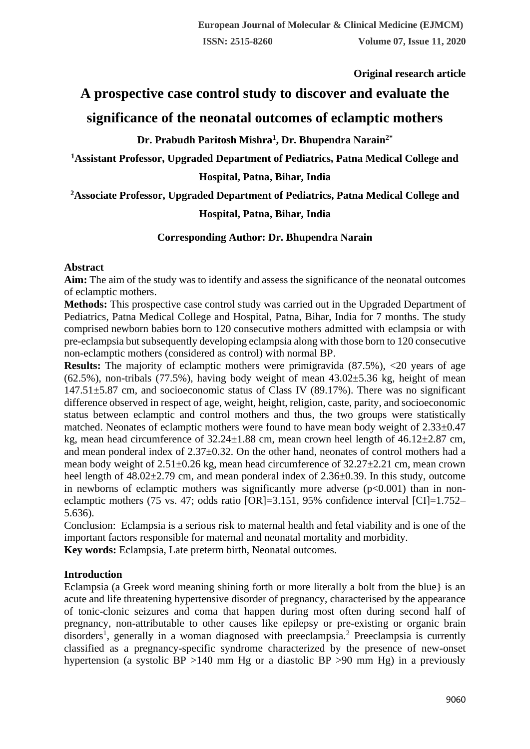**Original research article**

# A prospective case control study to discover and evaluate the significance of the neonatal outcomes of eclamptic mothers

**Dr. Prabudh Paritosh Mishra[1], Dr. Bhupendra Narain[2*]**

**[1]Assistant Professor, Upgraded Department of Pediatrics, Patna Medical College and Hospital, Patna, Bihar, India**

**[2]Associate Professor, Upgraded Department of Pediatrics, Patna Medical College and Hospital, Patna, Bihar, India**

**Corresponding Author: Dr. Bhupendra Narain**

## Abstract

**Aim:** The aim of the study was to identify and assess the significance of the neonatal outcomes of eclamptic mothers.

**Methods:** This prospective case control study was carried out in the Upgraded Department of Pediatrics, Patna Medical College and Hospital, Patna, Bihar, India for 7 months. The study comprised newborn babies born to 120 consecutive mothers admitted with eclampsia or with pre-eclampsia but subsequently developing eclampsia along with those born to 120 consecutive non-eclamptic mothers (considered as control) with normal BP.

**Results:** The majority of eclamptic mothers were primigravida (87.5%), <20 years of age (62.5%), non-tribals (77.5%), having body weight of mean 43.02±5.36 kg, height of mean 147.51±5.87 cm, and socioeconomic status of Class IV (89.17%). There was no significant difference observed in respect of age, weight, height, religion, caste, parity, and socioeconomic status between eclamptic and control mothers and thus, the two groups were statistically matched. Neonates of eclamptic mothers were found to have mean body weight of 2.33±0.47 kg, mean head circumference of 32.24±1.88 cm, mean crown heel length of 46.12±2.87 cm, and mean ponderal index of 2.37±0.32. On the other hand, neonates of control mothers had a mean body weight of 2.51±0.26 kg, mean head circumference of 32.27±2.21 cm, mean crown heel length of 48.02±2.79 cm, and mean ponderal index of 2.36±0.39. In this study, outcome in newborns of eclamptic mothers was significantly more adverse ($p<0.001$) than in non-eclamptic mothers (75 vs. 47; odds ratio [OR]=3.151, 95% confidence interval [CI]=1.752–5.636).

Conclusion: Eclampsia is a serious risk to maternal health and fetal viability and is one of the important factors responsible for maternal and neonatal mortality and morbidity.

**Key words:** Eclampsia, Late preterm birth, Neonatal outcomes.

## Introduction

Eclampsia (a Greek word meaning shining forth or more literally a bolt from the blue} is an acute and life threatening hypertensive disorder of pregnancy, characterised by the appearance of tonic-clonic seizures and coma that happen during most often during second half of pregnancy, non-attributable to other causes like epilepsy or pre-existing or organic brain disorders[1], generally in a woman diagnosed with preeclampsia.[2] Preeclampsia is currently classified as a pregnancy-specific syndrome characterized by the presence of new-onset hypertension (a systolic BP >140 mm Hg or a diastolic BP >90 mm Hg) in a previously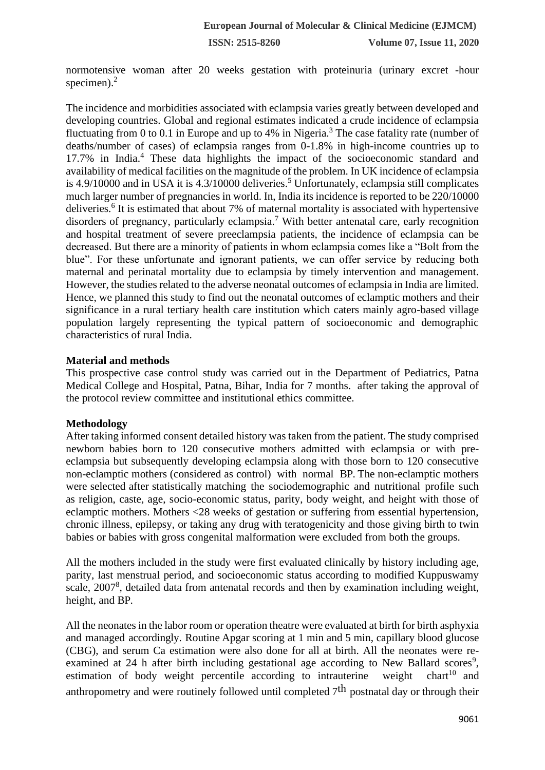normotensive woman after 20 weeks gestation with proteinuria (urinary excret -hour specimen).[2]

The incidence and morbidities associated with eclampsia varies greatly between developed and developing countries. Global and regional estimates indicated a crude incidence of eclampsia fluctuating from 0 to 0.1 in Europe and up to 4% in Nigeria.[3] The case fatality rate (number of deaths/number of cases) of eclampsia ranges from 0-1.8% in high-income countries up to 17.7% in India.[4] These data highlights the impact of the socioeconomic standard and availability of medical facilities on the magnitude of the problem. In UK incidence of eclampsia is 4.9/10000 and in USA it is 4.3/10000 deliveries.[5] Unfortunately, eclampsia still complicates much larger number of pregnancies in world. In, India its incidence is reported to be 220/10000 deliveries.[6] It is estimated that about 7% of maternal mortality is associated with hypertensive disorders of pregnancy, particularly eclampsia.[7] With better antenatal care, early recognition and hospital treatment of severe preeclampsia patients, the incidence of eclampsia can be decreased. But there are a minority of patients in whom eclampsia comes like a "Bolt from the blue". For these unfortunate and ignorant patients, we can offer service by reducing both maternal and perinatal mortality due to eclampsia by timely intervention and management. However, the studies related to the adverse neonatal outcomes of eclampsia in India are limited. Hence, we planned this study to find out the neonatal outcomes of eclamptic mothers and their significance in a rural tertiary health care institution which caters mainly agro-based village population largely representing the typical pattern of socioeconomic and demographic characteristics of rural India.

**Material and methods**

This prospective case control study was carried out in the Department of Pediatrics, Patna Medical College and Hospital, Patna, Bihar, India for 7 months. after taking the approval of the protocol review committee and institutional ethics committee.

**Methodology**

After taking informed consent detailed history was taken from the patient. The study comprised newborn babies born to 120 consecutive mothers admitted with eclampsia or with pre-eclampsia but subsequently developing eclampsia along with those born to 120 consecutive non-eclamptic mothers (considered as control) with normal BP. The non-eclamptic mothers were selected after statistically matching the sociodemographic and nutritional profile such as religion, caste, age, socio-economic status, parity, body weight, and height with those of eclamptic mothers. Mothers <28 weeks of gestation or suffering from essential hypertension, chronic illness, epilepsy, or taking any drug with teratogenicity and those giving birth to twin babies or babies with gross congenital malformation were excluded from both the groups.

All the mothers included in the study were first evaluated clinically by history including age, parity, last menstrual period, and socioeconomic status according to modified Kuppuswamy scale, 2007[8], detailed data from antenatal records and then by examination including weight, height, and BP.

All the neonates in the labor room or operation theatre were evaluated at birth for birth asphyxia and managed accordingly. Routine Apgar scoring at 1 min and 5 min, capillary blood glucose (CBG), and serum Ca estimation were also done for all at birth. All the neonates were re-examined at 24 h after birth including gestational age according to New Ballard scores[9], estimation of body weight percentile according to intrauterine weight chart[10] and anthropometry and were routinely followed until completed 7th postnatal day or through their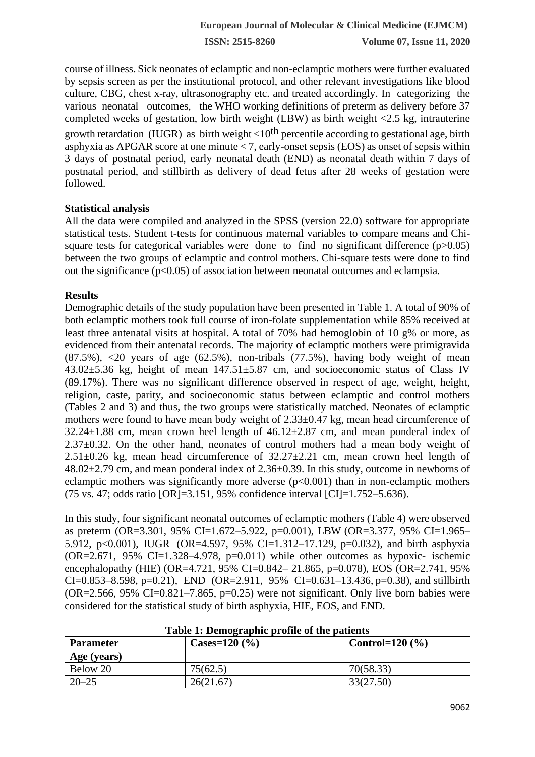course of illness. Sick neonates of eclamptic and non-eclamptic mothers were further evaluated by sepsis screen as per the institutional protocol, and other relevant investigations like blood culture, CBG, chest x-ray, ultrasonography etc. and treated accordingly. In categorizing the various neonatal outcomes, the WHO working definitions of preterm as delivery before 37 completed weeks of gestation, low birth weight (LBW) as birth weight <2.5 kg, intrauterine growth retardation (IUGR) as birth weight <10$^{th}$ percentile according to gestational age, birth asphyxia as APGAR score at one minute < 7, early-onset sepsis (EOS) as onset of sepsis within 3 days of postnatal period, early neonatal death (END) as neonatal death within 7 days of postnatal period, and stillbirth as delivery of dead fetus after 28 weeks of gestation were followed.

**Statistical analysis**

All the data were compiled and analyzed in the SPSS (version 22.0) software for appropriate statistical tests. Student t-tests for continuous maternal variables to compare means and Chi-square tests for categorical variables were done to find no significant difference ($p>0.05$) between the two groups of eclamptic and control mothers. Chi-square tests were done to find out the significance ($p<0.05$) of association between neonatal outcomes and eclampsia.

**Results**

Demographic details of the study population have been presented in Table 1. A total of 90% of both eclamptic mothers took full course of iron-folate supplementation while 85% received at least three antenatal visits at hospital. A total of 70% had hemoglobin of 10 g% or more, as evidenced from their antenatal records. The majority of eclamptic mothers were primigravida (87.5%), <20 years of age (62.5%), non-tribals (77.5%), having body weight of mean 43.02±5.36 kg, height of mean 147.51±5.87 cm, and socioeconomic status of Class IV (89.17%). There was no significant difference observed in respect of age, weight, height, religion, caste, parity, and socioeconomic status between eclamptic and control mothers (Tables 2 and 3) and thus, the two groups were statistically matched. Neonates of eclamptic mothers were found to have mean body weight of 2.33±0.47 kg, mean head circumference of 32.24±1.88 cm, mean crown heel length of 46.12±2.87 cm, and mean ponderal index of 2.37±0.32. On the other hand, neonates of control mothers had a mean body weight of 2.51±0.26 kg, mean head circumference of 32.27±2.21 cm, mean crown heel length of 48.02±2.79 cm, and mean ponderal index of 2.36±0.39. In this study, outcome in newborns of eclamptic mothers was significantly more adverse ($p<0.001$) than in non-eclamptic mothers (75 vs. 47; odds ratio [OR]=3.151, 95% confidence interval [CI]=1.752–5.636).

In this study, four significant neonatal outcomes of eclamptic mothers (Table 4) were observed as preterm (OR=3.301, 95% CI=1.672–5.922, p=0.001), LBW (OR=3.377, 95% CI=1.965–5.912, p<0.001), IUGR (OR=4.597, 95% CI=1.312–17.129, p=0.032), and birth asphyxia (OR=2.671, 95% CI=1.328–4.978, p=0.011) while other outcomes as hypoxic- ischemic encephalopathy (HIE) (OR=4.721, 95% CI=0.842– 21.865, p=0.078), EOS (OR=2.741, 95% CI=0.853–8.598, p=0.21), END (OR=2.911, 95% CI=0.631–13.436, p=0.38), and stillbirth (OR=2.566, 95% CI=0.821–7.865, p=0.25) were not significant. Only live born babies were considered for the statistical study of birth asphyxia, HIE, EOS, and END.

**Table 1: Demographic profile of the patients**

| Parameter | Cases=120 (%) | Control=120 (%) |
|---|---|---|
| **Age (years)** | | |
| Below 20 | 75(62.5) | 70(58.33) |
| 20–25 | 26(21.67) | 33(27.50) |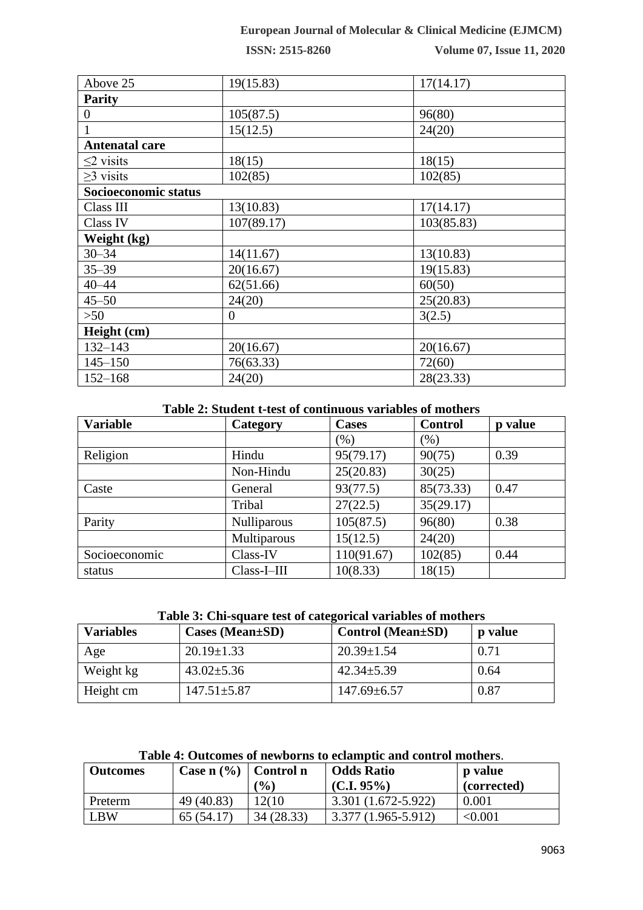| Above 25 | 19(15.83) | 17(14.17) |
|---|---|---|
| **Parity** | | |
| 0 | 105(87.5) | 96(80) |
| 1 | 15(12.5) | 24(20) |
| **Antenatal care** | | |
| ≤2 visits | 18(15) | 18(15) |
| ≥3 visits | 102(85) | 102(85) |
| **Socioeconomic status** | | |
| Class III | 13(10.83) | 17(14.17) |
| Class IV | 107(89.17) | 103(85.83) |
| **Weight (kg)** | | |
| 30–34 | 14(11.67) | 13(10.83) |
| 35–39 | 20(16.67) | 19(15.83) |
| 40–44 | 62(51.66) | 60(50) |
| 45–50 | 24(20) | 25(20.83) |
| >50 | 0 | 3(2.5) |
| **Height (cm)** | | |
| 132–143 | 20(16.67) | 20(16.67) |
| 145–150 | 76(63.33) | 72(60) |
| 152–168 | 24(20) | 28(23.33) |

**Table 2: Student t-test of continuous variables of mothers**

| Variable | Category | Cases | Control | p value |
|---|---|---|---|---|
| | | (%) | (%) | |
| Religion | Hindu | 95(79.17) | 90(75) | 0.39 |
| | Non-Hindu | 25(20.83) | 30(25) | |
| Caste | General | 93(77.5) | 85(73.33) | 0.47 |
| | Tribal | 27(22.5) | 35(29.17) | |
| Parity | Nulliparous | 105(87.5) | 96(80) | 0.38 |
| | Multiparous | 15(12.5) | 24(20) | |
| Socioeconomic | Class-IV | 110(91.67) | 102(85) | 0.44 |
| status | Class-I–III | 10(8.33) | 18(15) | |

**Table 3: Chi-square test of categorical variables of mothers**

| Variables | Cases (Mean±SD) | Control (Mean±SD) | p value |
|---|---|---|---|
| Age | 20.19±1.33 | 20.39±1.54 | 0.71 |
| Weight kg | 43.02±5.36 | 42.34±5.39 | 0.64 |
| Height cm | 147.51±5.87 | 147.69±6.57 | 0.87 |

**Table 4: Outcomes of newborns to eclamptic and control mothers**.

| Outcomes | Case n (%) | Control n (%) | Odds Ratio (C.I. 95%) | p value (corrected) |
|---|---|---|---|---|
| Preterm | 49 (40.83) | 12(10 | 3.301 (1.672-5.922) | 0.001 |
| LBW | 65 (54.17) | 34 (28.33) | 3.377 (1.965-5.912) | <0.001 |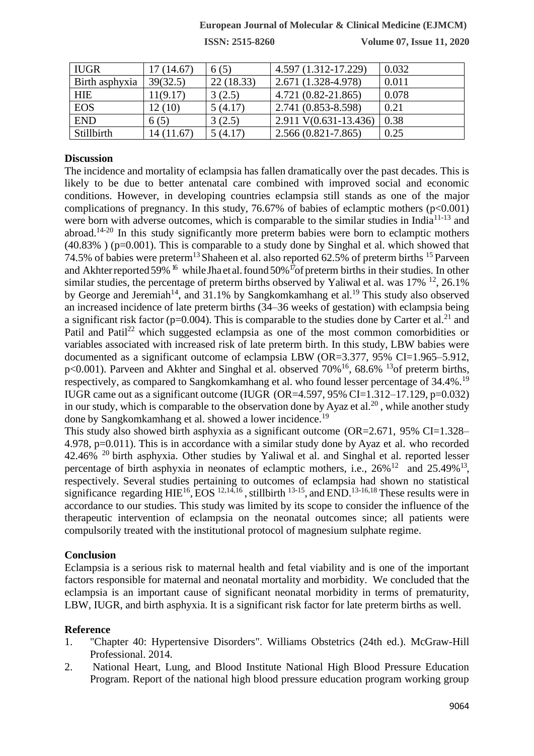| IUGR | 17 (14.67) | 6 (5) | 4.597 (1.312-17.229) | 0.032 |
|---|---|---|---|---|
| Birth asphyxia | 39(32.5) | 22 (18.33) | 2.671 (1.328-4.978) | 0.011 |
| HIE | 11(9.17) | 3 (2.5) | 4.721 (0.82-21.865) | 0.078 |
| EOS | 12 (10) | 5 (4.17) | 2.741 (0.853-8.598) | 0.21 |
| END | 6 (5) | 3 (2.5) | 2.911 V(0.631-13.436) | 0.38 |
| Stillbirth | 14 (11.67) | 5 (4.17) | 2.566 (0.821-7.865) | 0.25 |

## Discussion

The incidence and mortality of eclampsia has fallen dramatically over the past decades. This is likely to be due to better antenatal care combined with improved social and economic conditions. However, in developing countries eclampsia still stands as one of the major complications of pregnancy. In this study, 76.67% of babies of eclamptic mothers ($p<0.001$) were born with adverse outcomes, which is comparable to the similar studies in India[11-13] and abroad.[14-20] In this study significantly more preterm babies were born to eclamptic mothers (40.83% ) ($p=0.001$). This is comparable to a study done by Singhal et al. which showed that 74.5% of babies were preterm[13] Shaheen et al. also reported 62.5% of preterm births [15] Parveen and Akhter reported 59% [16] while Jha et al. found 50%[17] of preterm births in their studies. In other similar studies, the percentage of preterm births observed by Yaliwal et al. was 17% [12], 26.1% by George and Jeremiah[14], and 31.1% by Sangkomkamhang et al.[19] This study also observed an increased incidence of late preterm births (34–36 weeks of gestation) with eclampsia being a significant risk factor ($p=0.004$). This is comparable to the studies done by Carter et al.[21] and Patil and Patil[22] which suggested eclampsia as one of the most common comorbidities or variables associated with increased risk of late preterm birth. In this study, LBW babies were documented as a significant outcome of eclampsia LBW (OR=3.377, 95% CI=1.965–5.912, $p<0.001$). Parveen and Akhter and Singhal et al. observed 70%[16], 68.6% [13]of preterm births, respectively, as compared to Sangkomkamhang et al. who found lesser percentage of 34.4%.[19] IUGR came out as a significant outcome (IUGR (OR=4.597, 95% CI=1.312–17.129, $p=0.032$) in our study, which is comparable to the observation done by Ayaz et al.[20] , while another study done by Sangkomkamhang et al. showed a lower incidence.[19]

This study also showed birth asphyxia as a significant outcome (OR=2.671, 95% CI=1.328–4.978, $p=0.011$). This is in accordance with a similar study done by Ayaz et al. who recorded 42.46% [20] birth asphyxia. Other studies by Yaliwal et al. and Singhal et al. reported lesser percentage of birth asphyxia in neonates of eclamptic mothers, i.e., 26%[12] and 25.49%[13], respectively. Several studies pertaining to outcomes of eclampsia had shown no statistical significance regarding HIE[16], EOS [12,14,16] , stillbirth [13-15], and END.[13-16,18] These results were in accordance to our studies. This study was limited by its scope to consider the influence of the therapeutic intervention of eclampsia on the neonatal outcomes since; all patients were compulsorily treated with the institutional protocol of magnesium sulphate regime.

## Conclusion

Eclampsia is a serious risk to maternal health and fetal viability and is one of the important factors responsible for maternal and neonatal mortality and morbidity. We concluded that the eclampsia is an important cause of significant neonatal morbidity in terms of prematurity, LBW, IUGR, and birth asphyxia. It is a significant risk factor for late preterm births as well.

## Reference

1. "Chapter 40: Hypertensive Disorders". Williams Obstetrics (24th ed.). McGraw-Hill Professional. 2014.
2. National Heart, Lung, and Blood Institute National High Blood Pressure Education Program. Report of the national high blood pressure education program working group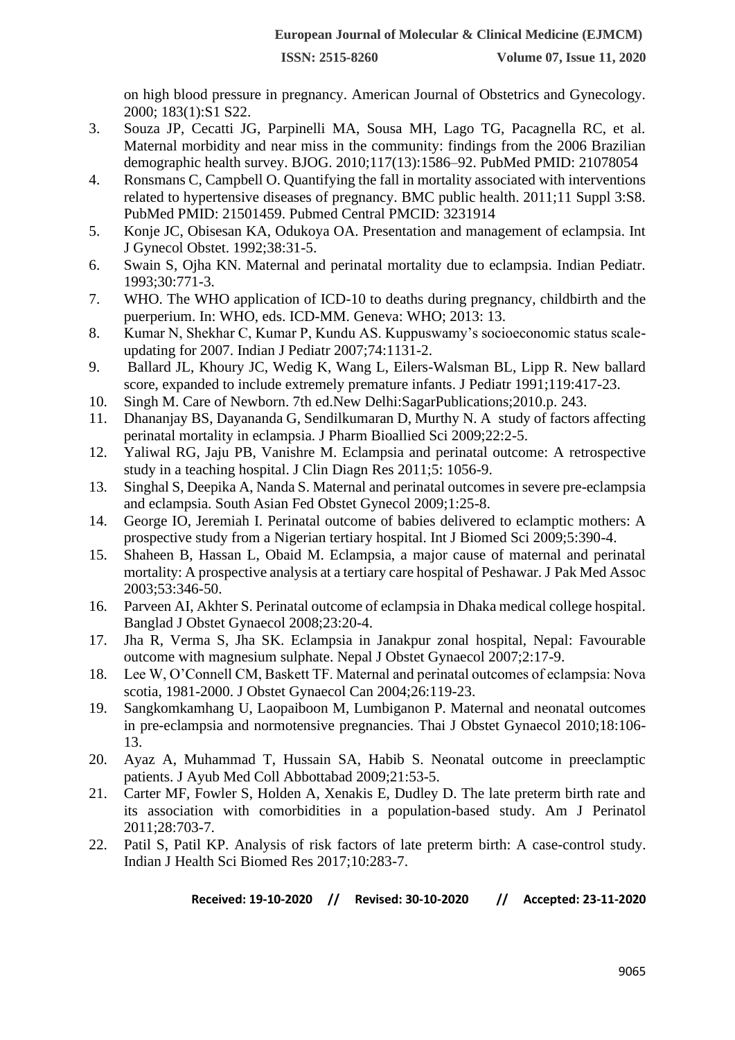on high blood pressure in pregnancy. American Journal of Obstetrics and Gynecology. 2000; 183(1):S1 S22.

3. Souza JP, Cecatti JG, Parpinelli MA, Sousa MH, Lago TG, Pacagnella RC, et al. Maternal morbidity and near miss in the community: findings from the 2006 Brazilian demographic health survey. BJOG. 2010;117(13):1586–92. PubMed PMID: 21078054
4. Ronsmans C, Campbell O. Quantifying the fall in mortality associated with interventions related to hypertensive diseases of pregnancy. BMC public health. 2011;11 Suppl 3:S8. PubMed PMID: 21501459. Pubmed Central PMCID: 3231914
5. Konje JC, Obisesan KA, Odukoya OA. Presentation and management of eclampsia. Int J Gynecol Obstet. 1992;38:31-5.
6. Swain S, Ojha KN. Maternal and perinatal mortality due to eclampsia. Indian Pediatr. 1993;30:771-3.
7. WHO. The WHO application of ICD-10 to deaths during pregnancy, childbirth and the puerperium. In: WHO, eds. ICD-MM. Geneva: WHO; 2013: 13.
8. Kumar N, Shekhar C, Kumar P, Kundu AS. Kuppuswamy's socioeconomic status scale-updating for 2007. Indian J Pediatr 2007;74:1131-2.
9. Ballard JL, Khoury JC, Wedig K, Wang L, Eilers-Walsman BL, Lipp R. New ballard score, expanded to include extremely premature infants. J Pediatr 1991;119:417-23.
10. Singh M. Care of Newborn. 7th ed.New Delhi:SagarPublications;2010.p. 243.
11. Dhananjay BS, Dayananda G, Sendilkumaran D, Murthy N. A study of factors affecting perinatal mortality in eclampsia. J Pharm Bioallied Sci 2009;22:2-5.
12. Yaliwal RG, Jaju PB, Vanishre M. Eclampsia and perinatal outcome: A retrospective study in a teaching hospital. J Clin Diagn Res 2011;5: 1056-9.
13. Singhal S, Deepika A, Nanda S. Maternal and perinatal outcomes in severe pre-eclampsia and eclampsia. South Asian Fed Obstet Gynecol 2009;1:25-8.
14. George IO, Jeremiah I. Perinatal outcome of babies delivered to eclamptic mothers: A prospective study from a Nigerian tertiary hospital. Int J Biomed Sci 2009;5:390-4.
15. Shaheen B, Hassan L, Obaid M. Eclampsia, a major cause of maternal and perinatal mortality: A prospective analysis at a tertiary care hospital of Peshawar. J Pak Med Assoc 2003;53:346-50.
16. Parveen AI, Akhter S. Perinatal outcome of eclampsia in Dhaka medical college hospital. Banglad J Obstet Gynaecol 2008;23:20-4.
17. Jha R, Verma S, Jha SK. Eclampsia in Janakpur zonal hospital, Nepal: Favourable outcome with magnesium sulphate. Nepal J Obstet Gynaecol 2007;2:17-9.
18. Lee W, O'Connell CM, Baskett TF. Maternal and perinatal outcomes of eclampsia: Nova scotia, 1981-2000. J Obstet Gynaecol Can 2004;26:119-23.
19. Sangkomkamhang U, Laopaiboon M, Lumbiganon P. Maternal and neonatal outcomes in pre-eclampsia and normotensive pregnancies. Thai J Obstet Gynaecol 2010;18:106-13.
20. Ayaz A, Muhammad T, Hussain SA, Habib S. Neonatal outcome in preeclamptic patients. J Ayub Med Coll Abbottabad 2009;21:53-5.
21. Carter MF, Fowler S, Holden A, Xenakis E, Dudley D. The late preterm birth rate and its association with comorbidities in a population-based study. Am J Perinatol 2011;28:703-7.
22. Patil S, Patil KP. Analysis of risk factors of late preterm birth: A case-control study. Indian J Health Sci Biomed Res 2017;10:283-7.

**Received: 19-10-2020 // Revised: 30-10-2020 // Accepted: 23-11-2020**